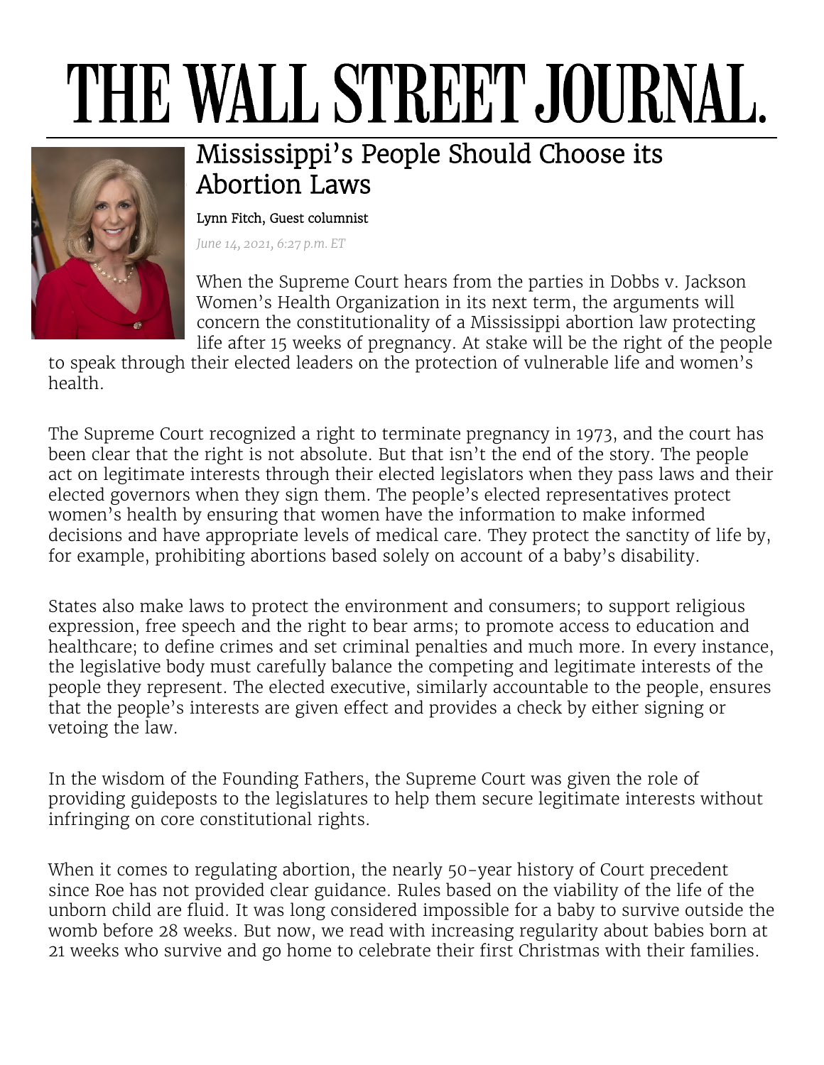# THE WALL STREET JOURNAL.

## Mississippi's People Should Choose its Abortion Laws

Lynn Fitch, Guest columnist

*June 14, 2021, 6:27 p.m. ET*

When the Supreme Court hears from the parties in Dobbs v. Jackson Women's Health Organization in its next term, the arguments will concern the constitutionality of a Mississippi abortion law protecting life after 15 weeks of pregnancy. At stake will be the right of the people to speak through their elected leaders on the protection of vulnerable life and women's health.

The Supreme Court recognized a right to terminate pregnancy in 1973, and the court has been clear that the right is not absolute. But that isn't the end of the story. The people act on legitimate interests through their elected legislators when they pass laws and their elected governors when they sign them. The people's elected representatives protect women's health by ensuring that women have the information to make informed decisions and have appropriate levels of medical care. They protect the sanctity of life by, for example, prohibiting abortions based solely on account of a baby's disability.

States also make laws to protect the environment and consumers; to support religious expression, free speech and the right to bear arms; to promote access to education and healthcare; to define crimes and set criminal penalties and much more. In every instance, the legislative body must carefully balance the competing and legitimate interests of the people they represent. The elected executive, similarly accountable to the people, ensures that the people's interests are given effect and provides a check by either signing or vetoing the law.

In the wisdom of the Founding Fathers, the Supreme Court was given the role of providing guideposts to the legislatures to help them secure legitimate interests without infringing on core constitutional rights.

When it comes to regulating abortion, the nearly 50-year history of Court precedent since Roe has not provided clear guidance. Rules based on the viability of the life of the unborn child are fluid. It was long considered impossible for a baby to survive outside the womb before 28 weeks. But now, we read with increasing regularity about babies born at 21 weeks who survive and go home to celebrate their first Christmas with their families.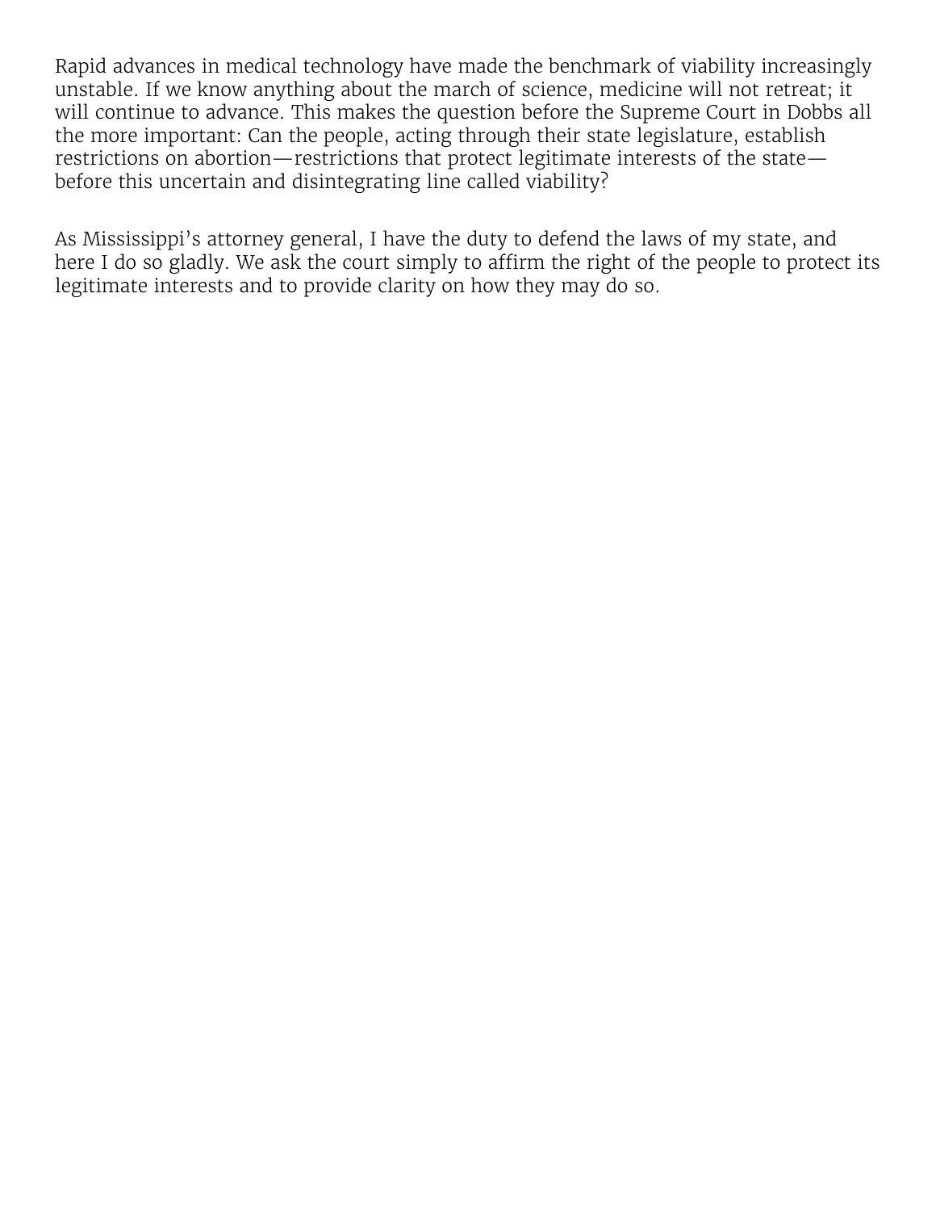Rapid advances in medical technology have made the benchmark of viability increasingly unstable. If we know anything about the march of science, medicine will not retreat; it will continue to advance. This makes the question before the Supreme Court in Dobbs all the more important: Can the people, acting through their state legislature, establish restrictions on abortion—restrictions that protect legitimate interests of the state—before this uncertain and disintegrating line called viability?

As Mississippi's attorney general, I have the duty to defend the laws of my state, and here I do so gladly. We ask the court simply to affirm the right of the people to protect its legitimate interests and to provide clarity on how they may do so.